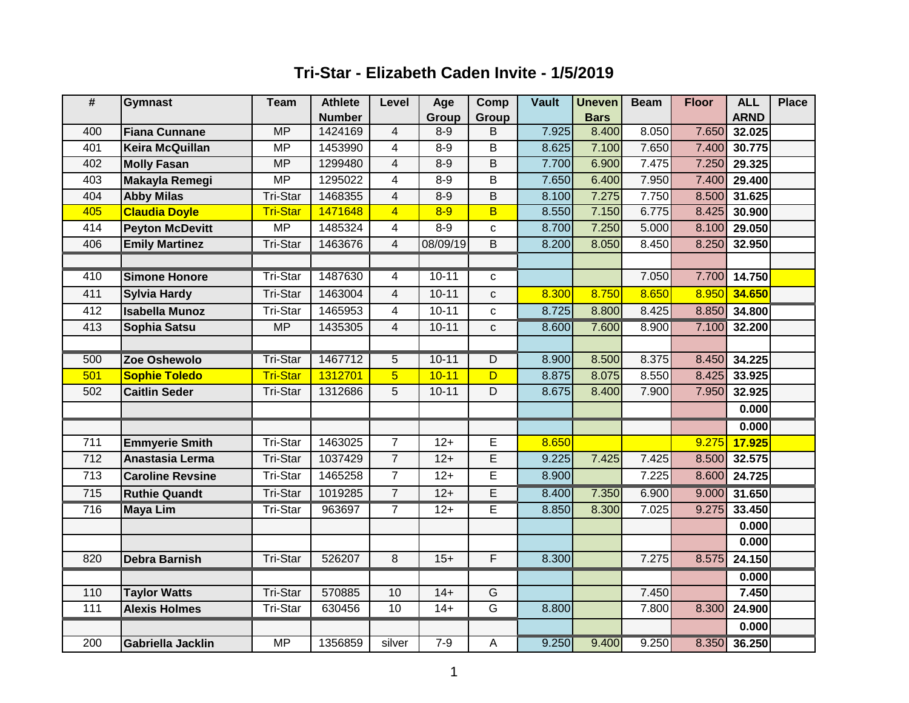# Tri-Star - Elizabeth Caden Invite - 1/5/2019

| # | Gymnast | Team | Athlete Number | Level | Age Group | Comp Group | Vault | Uneven Bars | Beam | Floor | ALL ARND | Place |
|---|---|---|---|---|---|---|---|---|---|---|---|---|
| 400 | **Fiana Cunnane** | MP | 1424169 | 4 | 8-9 | B | 7.925 | 8.400 | 8.050 | 7.650 | **32.025** | |
| 401 | **Keira McQuillan** | MP | 1453990 | 4 | 8-9 | B | 8.625 | 7.100 | 7.650 | 7.400 | **30.775** | |
| 402 | **Molly Fasan** | MP | 1299480 | 4 | 8-9 | B | 7.700 | 6.900 | 7.475 | 7.250 | **29.325** | |
| 403 | **Makayla Remegi** | MP | 1295022 | 4 | 8-9 | B | 7.650 | 6.400 | 7.950 | 7.400 | **29.400** | |
| 404 | **Abby Milas** | Tri-Star | 1468355 | 4 | 8-9 | B | 8.100 | 7.275 | 7.750 | 8.500 | **31.625** | |
| 405 | **Claudia Doyle** | Tri-Star | 1471648 | 4 | 8-9 | B | 8.550 | 7.150 | 6.775 | 8.425 | **30.900** | |
| 414 | **Peyton McDevitt** | MP | 1485324 | 4 | 8-9 | c | 8.700 | 7.250 | 5.000 | 8.100 | **29.050** | |
| 406 | **Emily Martinez** | Tri-Star | 1463676 | 4 | 08/09/19 | B | 8.200 | 8.050 | 8.450 | 8.250 | **32.950** | |
| | | | | | | | | | | | | |
| 410 | **Simone Honore** | Tri-Star | 1487630 | 4 | 10-11 | c | | | 7.050 | 7.700 | **14.750** | |
| 411 | **Sylvia Hardy** | Tri-Star | 1463004 | 4 | 10-11 | c | 8.300 | 8.750 | 8.650 | 8.950 | **34.650** | |
| 412 | **Isabella Munoz** | Tri-Star | 1465953 | 4 | 10-11 | c | 8.725 | 8.800 | 8.425 | 8.850 | **34.800** | |
| 413 | **Sophia Satsu** | MP | 1435305 | 4 | 10-11 | c | 8.600 | 7.600 | 8.900 | 7.100 | **32.200** | |
| | | | | | | | | | | | | |
| 500 | **Zoe Oshewolo** | Tri-Star | 1467712 | 5 | 10-11 | D | 8.900 | 8.500 | 8.375 | 8.450 | **34.225** | |
| 501 | **Sophie Toledo** | Tri-Star | 1312701 | 5 | 10-11 | D | 8.875 | 8.075 | 8.550 | 8.425 | **33.925** | |
| 502 | **Caitlin Seder** | Tri-Star | 1312686 | 5 | 10-11 | D | 8.675 | 8.400 | 7.900 | 7.950 | **32.925** | |
| | | | | | | | | | | | **0.000** | |
| | | | | | | | | | | | **0.000** | |
| 711 | **Emmyerie Smith** | Tri-Star | 1463025 | 7 | 12+ | E | 8.650 | | | 9.275 | **17.925** | |
| 712 | **Anastasia Lerma** | Tri-Star | 1037429 | 7 | 12+ | E | 9.225 | 7.425 | 7.425 | 8.500 | **32.575** | |
| 713 | **Caroline Revsine** | Tri-Star | 1465258 | 7 | 12+ | E | 8.900 | | 7.225 | 8.600 | **24.725** | |
| 715 | **Ruthie Quandt** | Tri-Star | 1019285 | 7 | 12+ | E | 8.400 | 7.350 | 6.900 | 9.000 | **31.650** | |
| 716 | **Maya Lim** | Tri-Star | 963697 | 7 | 12+ | E | 8.850 | 8.300 | 7.025 | 9.275 | **33.450** | |
| | | | | | | | | | | | **0.000** | |
| | | | | | | | | | | | **0.000** | |
| 820 | **Debra Barnish** | Tri-Star | 526207 | 8 | 15+ | F | 8.300 | | 7.275 | 8.575 | **24.150** | |
| | | | | | | | | | | | **0.000** | |
| 110 | **Taylor Watts** | Tri-Star | 570885 | 10 | 14+ | G | | | 7.450 | | **7.450** | |
| 111 | **Alexis Holmes** | Tri-Star | 630456 | 10 | 14+ | G | 8.800 | | 7.800 | 8.300 | **24.900** | |
| | | | | | | | | | | | **0.000** | |
| 200 | **Gabriella Jacklin** | MP | 1356859 | silver | 7-9 | A | 9.250 | 9.400 | 9.250 | 8.350 | **36.250** | |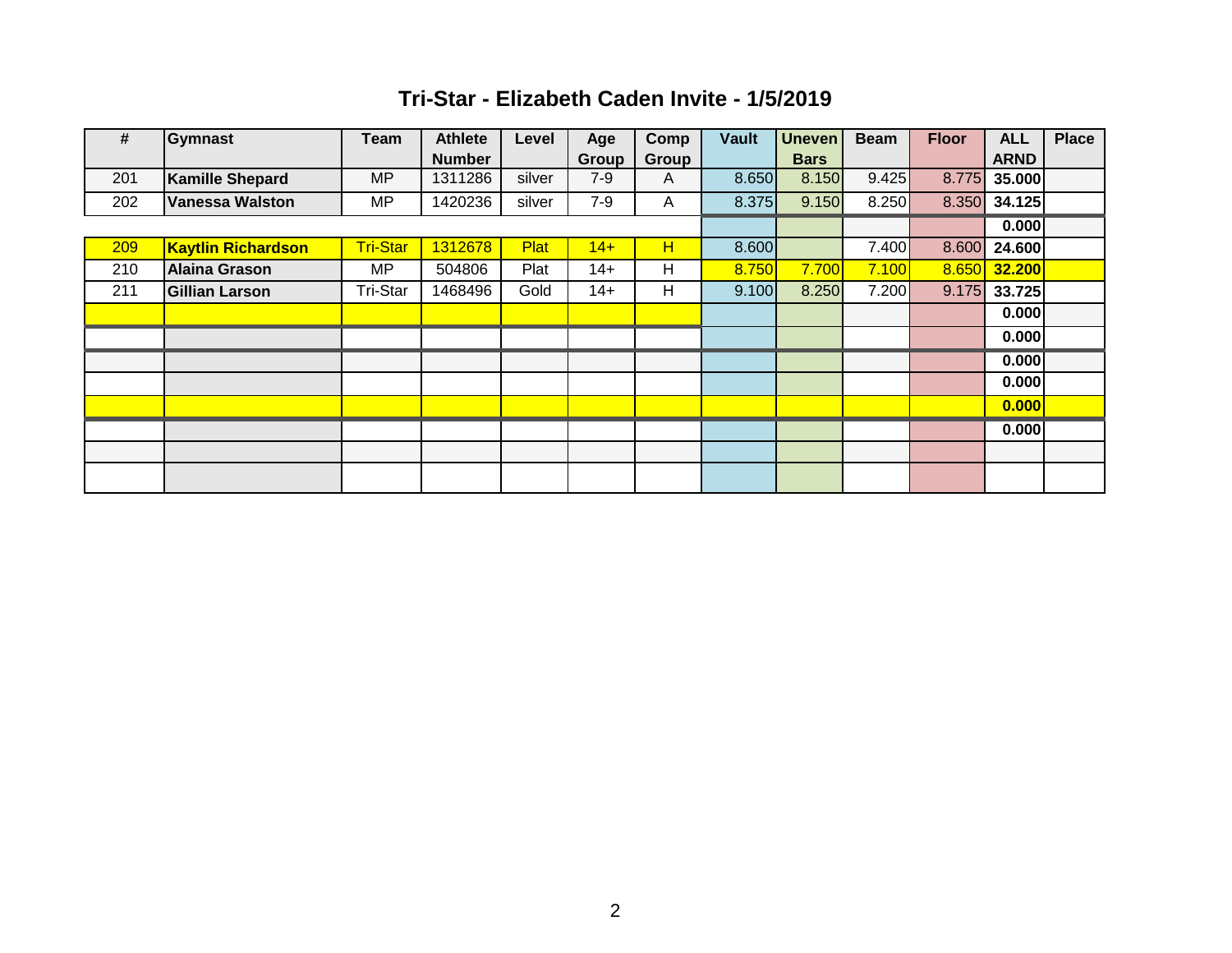# Tri-Star - Elizabeth Caden Invite - 1/5/2019

| # | Gymnast | Team | Athlete Number | Level | Age Group | Comp Group | Vault | Uneven Bars | Beam | Floor | ALL ARND | Place |
|---|---|---|---|---|---|---|---|---|---|---|---|---|
| 201 | **Kamille Shepard** | MP | 1311286 | silver | 7-9 | A | 8.650 | 8.150 | 9.425 | 8.775 | **35.000** | |
| 202 | **Vanessa Walston** | MP | 1420236 | silver | 7-9 | A | 8.375 | 9.150 | 8.250 | 8.350 | **34.125** | |
| | | | | | | | | | | | **0.000** | |
| 209 | **Kaytlin Richardson** | Tri-Star | 1312678 | Plat | 14+ | H | 8.600 | | 7.400 | 8.600 | **24.600** | |
| 210 | **Alaina Grason** | MP | 504806 | Plat | 14+ | H | 8.750 | 7.700 | 7.100 | 8.650 | **32.200** | |
| 211 | **Gillian Larson** | Tri-Star | 1468496 | Gold | 14+ | H | 9.100 | 8.250 | 7.200 | 9.175 | **33.725** | |
| | | | | | | | | | | | **0.000** | |
| | | | | | | | | | | | **0.000** | |
| | | | | | | | | | | | **0.000** | |
| | | | | | | | | | | | **0.000** | |
| | | | | | | | | | | | **0.000** | |
| | | | | | | | | | | | **0.000** | |
| | | | | | | | | | | | | |
| | | | | | | | | | | | | |